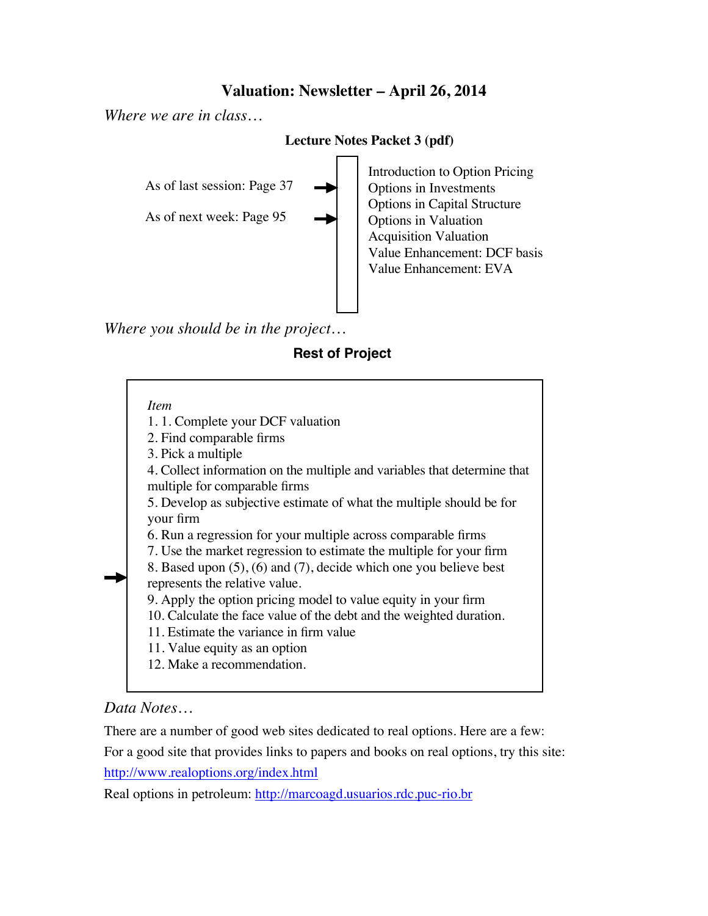# Valuation: Newsletter – April 26, 2014

*Where we are in class…*

**Lecture Notes Packet 3 (pdf)**

As of last session: Page 37 →

As of next week: Page 95 →

- Introduction to Option Pricing
- Options in Investments
- Options in Capital Structure
- Options in Valuation
- Acquisition Valuation
- Value Enhancement: DCF basis
- Value Enhancement: EVA

*Where you should be in the project…*

**Rest of Project**

*Item*

1. 1. Complete your DCF valuation
2. Find comparable firms
3. Pick a multiple
4. Collect information on the multiple and variables that determine that multiple for comparable firms
5. Develop as subjective estimate of what the multiple should be for your firm
6. Run a regression for your multiple across comparable firms
7. Use the market regression to estimate the multiple for your firm
8. Based upon (5), (6) and (7), decide which one you believe best represents the relative value. ←
9. Apply the option pricing model to value equity in your firm
10. Calculate the face value of the debt and the weighted duration.
11. Estimate the variance in firm value
11. Value equity as an option
12. Make a recommendation.

*Data Notes…*

There are a number of good web sites dedicated to real options. Here are a few:

For a good site that provides links to papers and books on real options, try this site: http://www.realoptions.org/index.html

Real options in petroleum: http://marcoagd.usuarios.rdc.puc-rio.br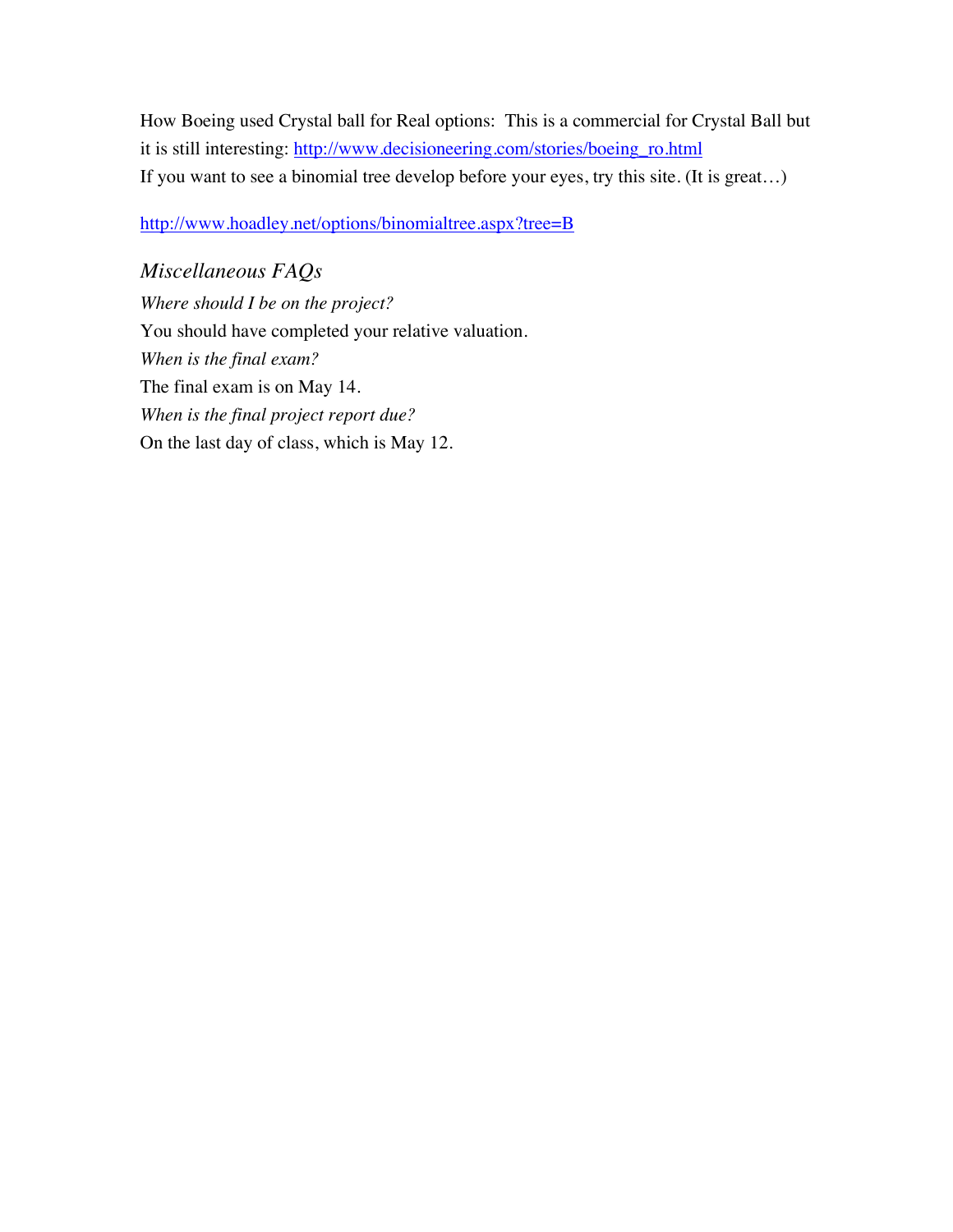How Boeing used Crystal ball for Real options: This is a commercial for Crystal Ball but it is still interesting: [http://www.decisioneering.com/stories/boeing_ro.html](http://www.decisioneering.com/stories/boeing_ro.html)
If you want to see a binomial tree develop before your eyes, try this site. (It is great…)

[http://www.hoadley.net/options/binomialtree.aspx?tree=B](http://www.hoadley.net/options/binomialtree.aspx?tree=B)

## *Miscellaneous FAQs*

*Where should I be on the project?*
You should have completed your relative valuation.
*When is the final exam?*
The final exam is on May 14.
*When is the final project report due?*
On the last day of class, which is May 12.